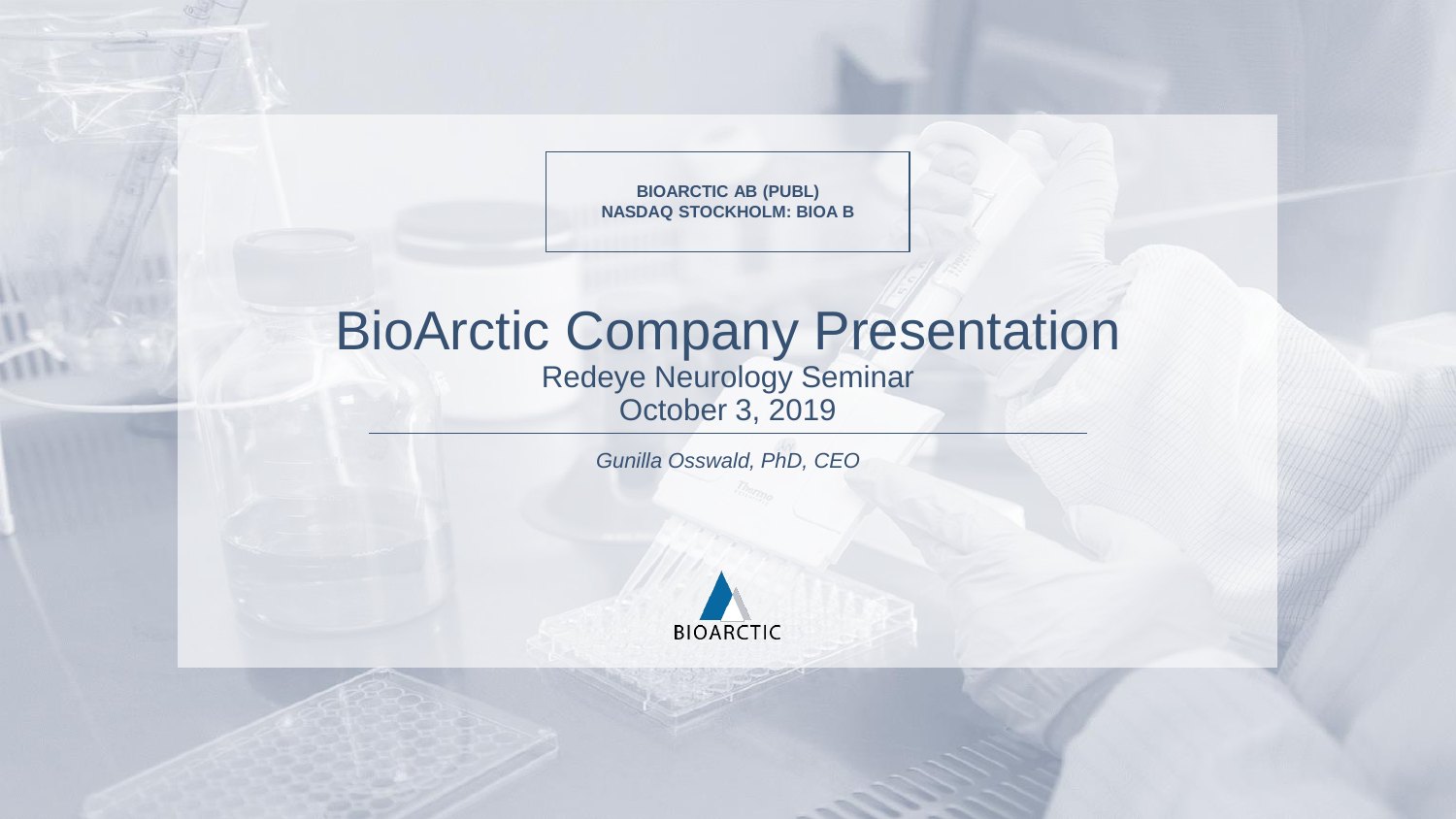**BIOARCTIC AB (PUBL)**
**NASDAQ STOCKHOLM: BIOA B**

# BioArctic Company Presentation

## Redeye Neurology Seminar
## October 3, 2019

*Gunilla Osswald, PhD, CEO*

BIOARCTIC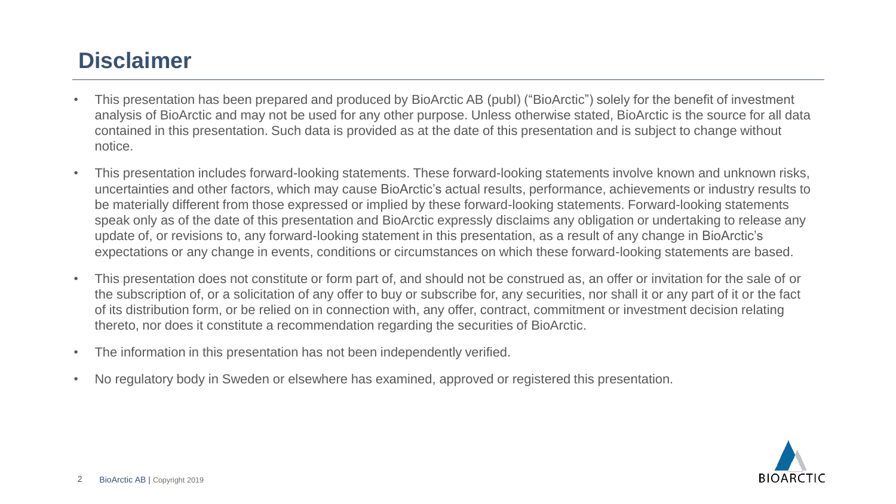# Disclaimer

- This presentation has been prepared and produced by BioArctic AB (publ) ("BioArctic") solely for the benefit of investment analysis of BioArctic and may not be used for any other purpose. Unless otherwise stated, BioArctic is the source for all data contained in this presentation. Such data is provided as at the date of this presentation and is subject to change without notice.
- This presentation includes forward-looking statements. These forward-looking statements involve known and unknown risks, uncertainties and other factors, which may cause BioArctic's actual results, performance, achievements or industry results to be materially different from those expressed or implied by these forward-looking statements. Forward-looking statements speak only as of the date of this presentation and BioArctic expressly disclaims any obligation or undertaking to release any update of, or revisions to, any forward-looking statement in this presentation, as a result of any change in BioArctic's expectations or any change in events, conditions or circumstances on which these forward-looking statements are based.
- This presentation does not constitute or form part of, and should not be construed as, an offer or invitation for the sale of or the subscription of, or a solicitation of any offer to buy or subscribe for, any securities, nor shall it or any part of it or the fact of its distribution form, or be relied on in connection with, any offer, contract, commitment or investment decision relating thereto, nor does it constitute a recommendation regarding the securities of BioArctic.
- The information in this presentation has not been independently verified.
- No regulatory body in Sweden or elsewhere has examined, approved or registered this presentation.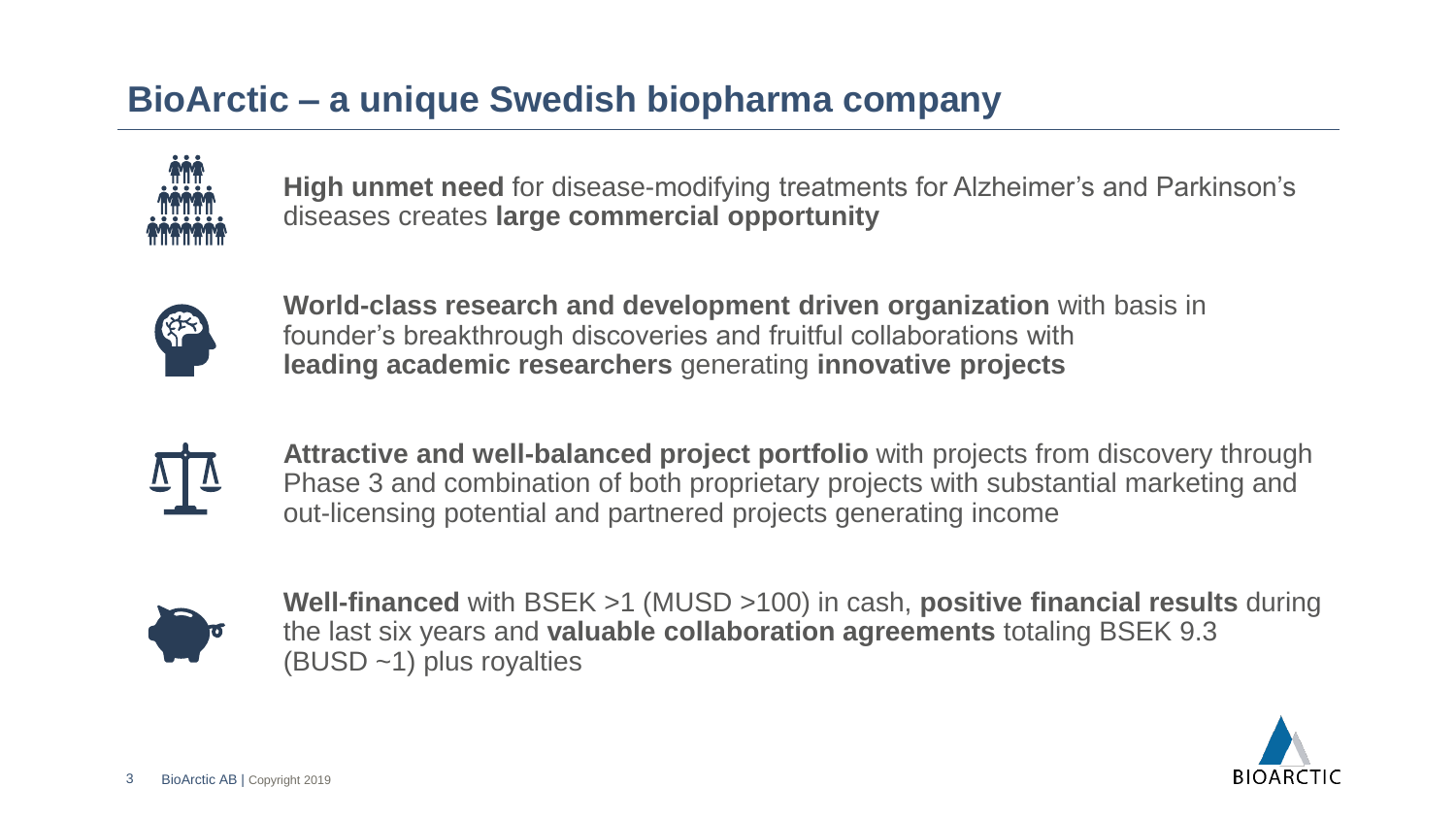# BioArctic – a unique Swedish biopharma company

- **High unmet need** for disease-modifying treatments for Alzheimer's and Parkinson's diseases creates **large commercial opportunity**

- **World-class research and development driven organization** with basis in founder's breakthrough discoveries and fruitful collaborations with **leading academic researchers** generating **innovative projects**

- **Attractive and well-balanced project portfolio** with projects from discovery through Phase 3 and combination of both proprietary projects with substantial marketing and out-licensing potential and partnered projects generating income

- **Well-financed** with BSEK >1 (MUSD >100) in cash, **positive financial results** during the last six years and **valuable collaboration agreements** totaling BSEK 9.3 (BUSD ~1) plus royalties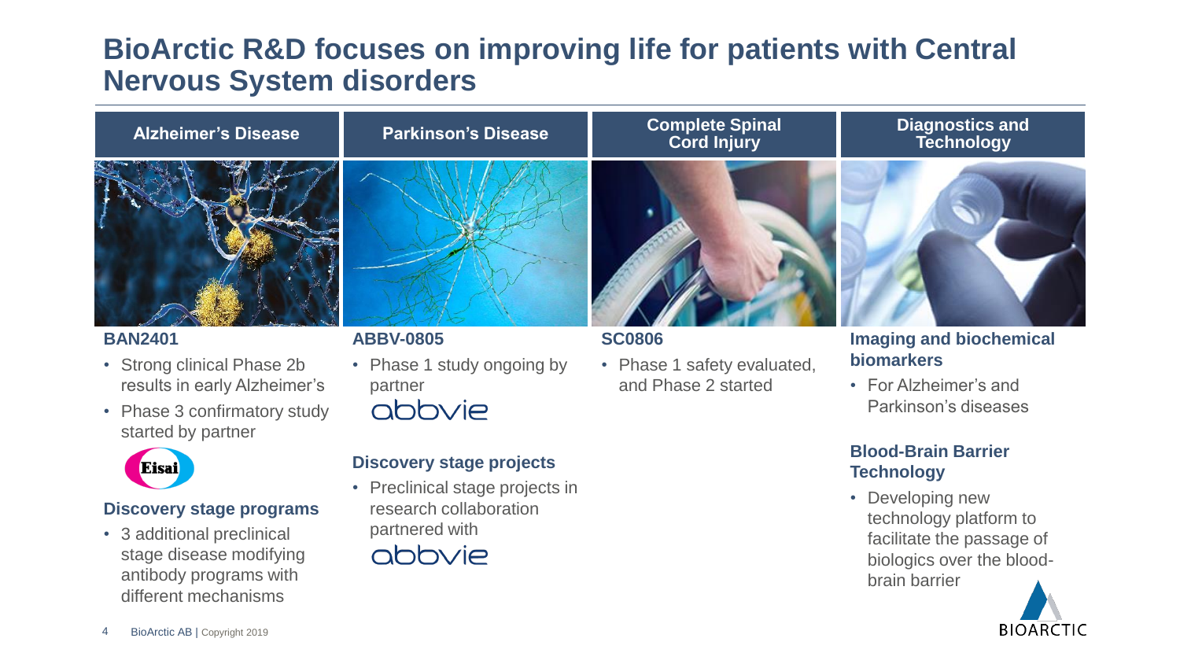# BioArctic R&D focuses on improving life for patients with Central Nervous System disorders

## Alzheimer's Disease

### BAN2401

- Strong clinical Phase 2b results in early Alzheimer's
- Phase 3 confirmatory study started by partner

Eisai

### Discovery stage programs

- 3 additional preclinical stage disease modifying antibody programs with different mechanisms

## Parkinson's Disease

### ABBV-0805

- Phase 1 study ongoing by partner

abbvie

### Discovery stage projects

- Preclinical stage projects in research collaboration partnered with

abbvie

## Complete Spinal Cord Injury

### SC0806

- Phase 1 safety evaluated, and Phase 2 started

## Diagnostics and Technology

### Imaging and biochemical biomarkers

- For Alzheimer's and Parkinson's diseases

### Blood-Brain Barrier Technology

- Developing new technology platform to facilitate the passage of biologics over the blood-brain barrier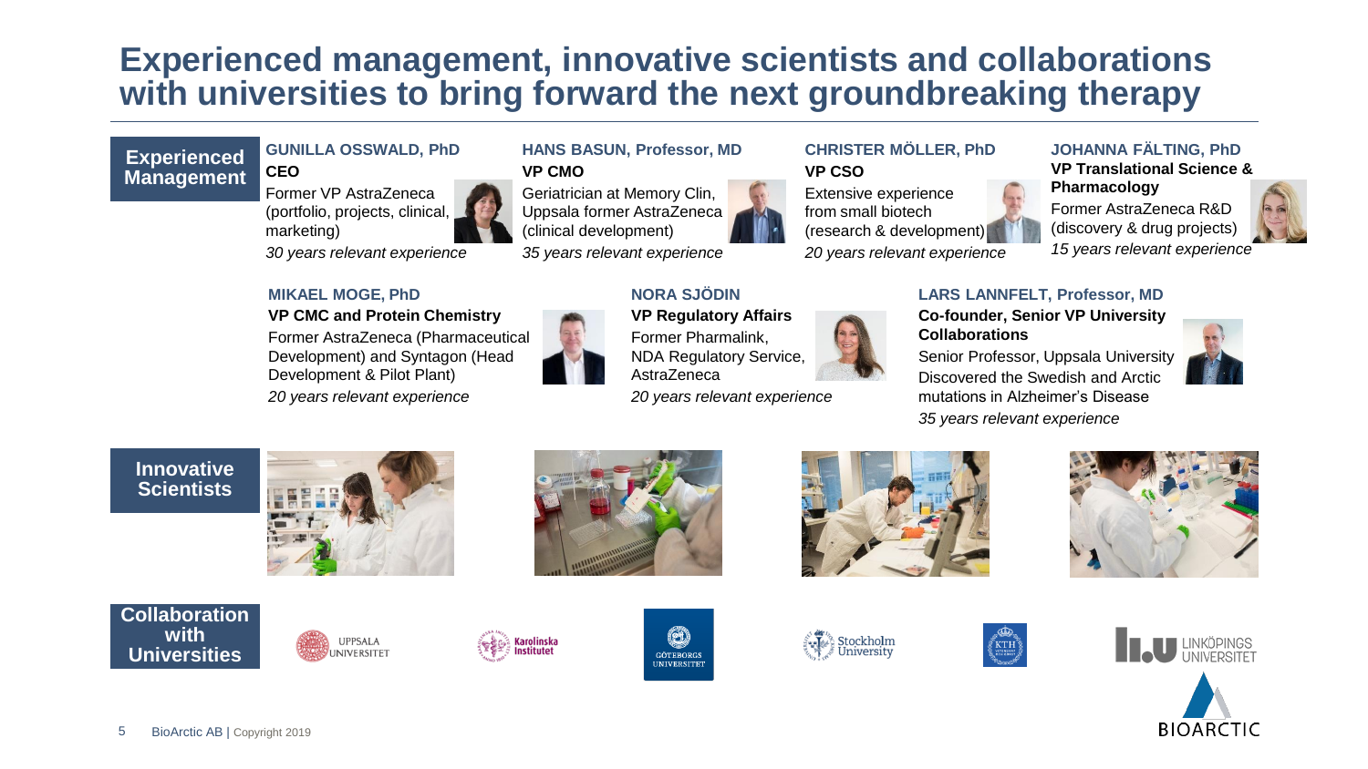# Experienced management, innovative scientists and collaborations with universities to bring forward the next groundbreaking therapy

## Experienced Management

**GUNILLA OSSWALD, PhD**
**CEO**
Former VP AstraZeneca (portfolio, projects, clinical, marketing)
*30 years relevant experience*

**HANS BASUN, Professor, MD**
**VP CMO**
Geriatrician at Memory Clin, Uppsala former AstraZeneca (clinical development)
*35 years relevant experience*

**CHRISTER MÖLLER, PhD**
**VP CSO**
Extensive experience from small biotech (research & development)
*20 years relevant experience*

**JOHANNA FÄLTING, PhD**
**VP Translational Science & Pharmacology**
Former AstraZeneca R&D (discovery & drug projects)
*15 years relevant experience*

**MIKAEL MOGE, PhD**
**VP CMC and Protein Chemistry**
Former AstraZeneca (Pharmaceutical Development) and Syntagon (Head Development & Pilot Plant)
*20 years relevant experience*

**NORA SJÖDIN**
**VP Regulatory Affairs**
Former Pharmalink, NDA Regulatory Service, AstraZeneca
*20 years relevant experience*

**LARS LANNFELT, Professor, MD**
**Co-founder, Senior VP University Collaborations**
Senior Professor, Uppsala University
Discovered the Swedish and Arctic mutations in Alzheimer's Disease
*35 years relevant experience*

## Innovative Scientists

## Collaboration with Universities

Uppsala Universitet · Karolinska Institutet · Göteborgs Universitet · Stockholm University · KTH · Linköpings Universitet

BIOARCTIC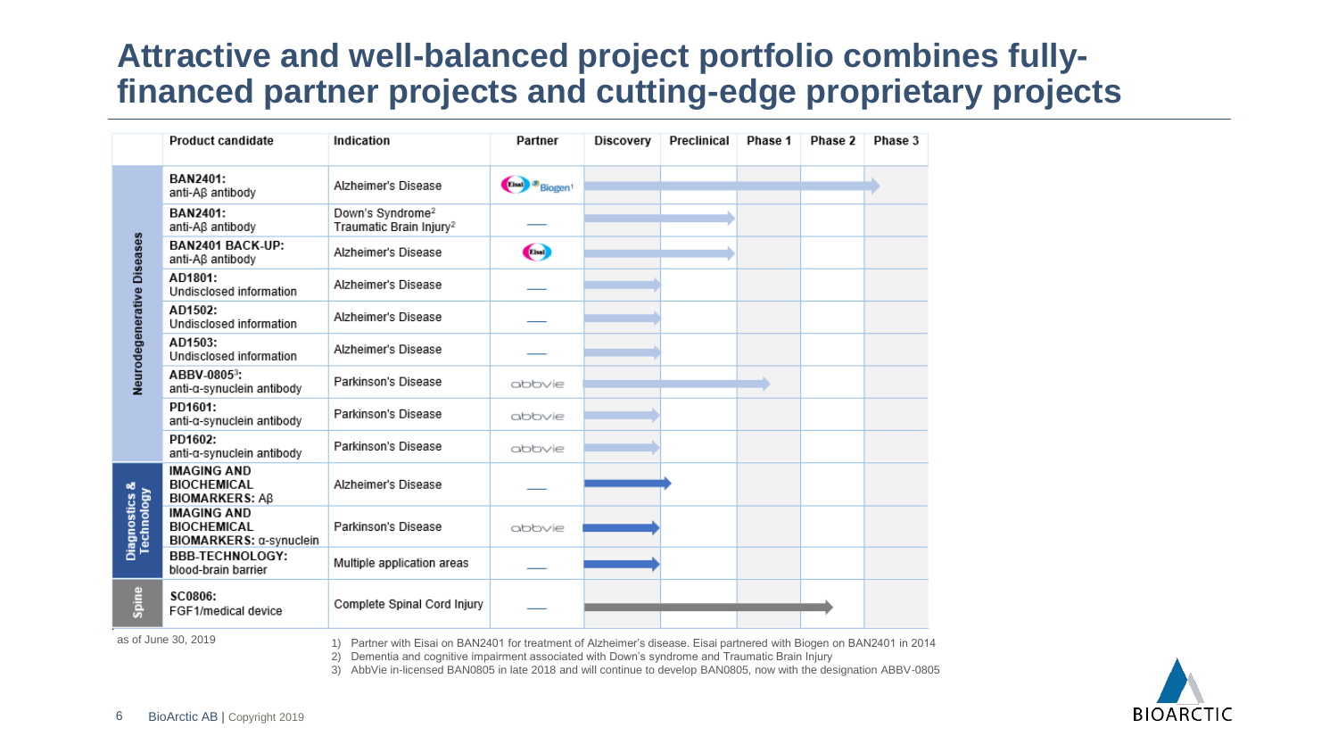# Attractive and well-balanced project portfolio combines fully-financed partner projects and cutting-edge proprietary projects

| | Product candidate | Indication | Partner | Discovery | Preclinical | Phase 1 | Phase 2 | Phase 3 |
|---|---|---|---|---|---|---|---|---|
| Neurodegenerative Diseases | **BAN2401:** anti-Aβ antibody | Alzheimer's Disease | Eisai, Biogen[1] | → | → | → | → | → |
| | **BAN2401:** anti-Aβ antibody | Down's Syndrome[2] Traumatic Brain Injury[2] | — | → | → | | | |
| | **BAN2401 BACK-UP:** anti-Aβ antibody | Alzheimer's Disease | Eisai | → | → | | | |
| | **AD1801:** Undisclosed information | Alzheimer's Disease | — | → | | | | |
| | **AD1502:** Undisclosed information | Alzheimer's Disease | — | → | | | | |
| | **AD1503:** Undisclosed information | Alzheimer's Disease | — | → | | | | |
| | **ABBV-0805[3]:** anti-α-synuclein antibody | Parkinson's Disease | abbvie | → | → | → | | |
| | **PD1601:** anti-α-synuclein antibody | Parkinson's Disease | abbvie | → | | | | |
| | **PD1602:** anti-α-synuclein antibody | Parkinson's Disease | abbvie | → | | | | |
| Diagnostics & Technology | **IMAGING AND BIOCHEMICAL BIOMARKERS:** Aβ | Alzheimer's Disease | — | → | | | | |
| | **IMAGING AND BIOCHEMICAL BIOMARKERS:** α-synuclein | Parkinson's Disease | abbvie | → | | | | |
| | **BBB-TECHNOLOGY:** blood-brain barrier | Multiple application areas | — | → | | | | |
| Spine | **SC0806:** FGF1/medical device | Complete Spinal Cord Injury | — | → | → | → | → | |

as of June 30, 2019

1) Partner with Eisai on BAN2401 for treatment of Alzheimer's disease. Eisai partnered with Biogen on BAN2401 in 2014
2) Dementia and cognitive impairment associated with Down's syndrome and Traumatic Brain Injury
3) AbbVie in-licensed BAN0805 in late 2018 and will continue to develop BAN0805, now with the designation ABBV-0805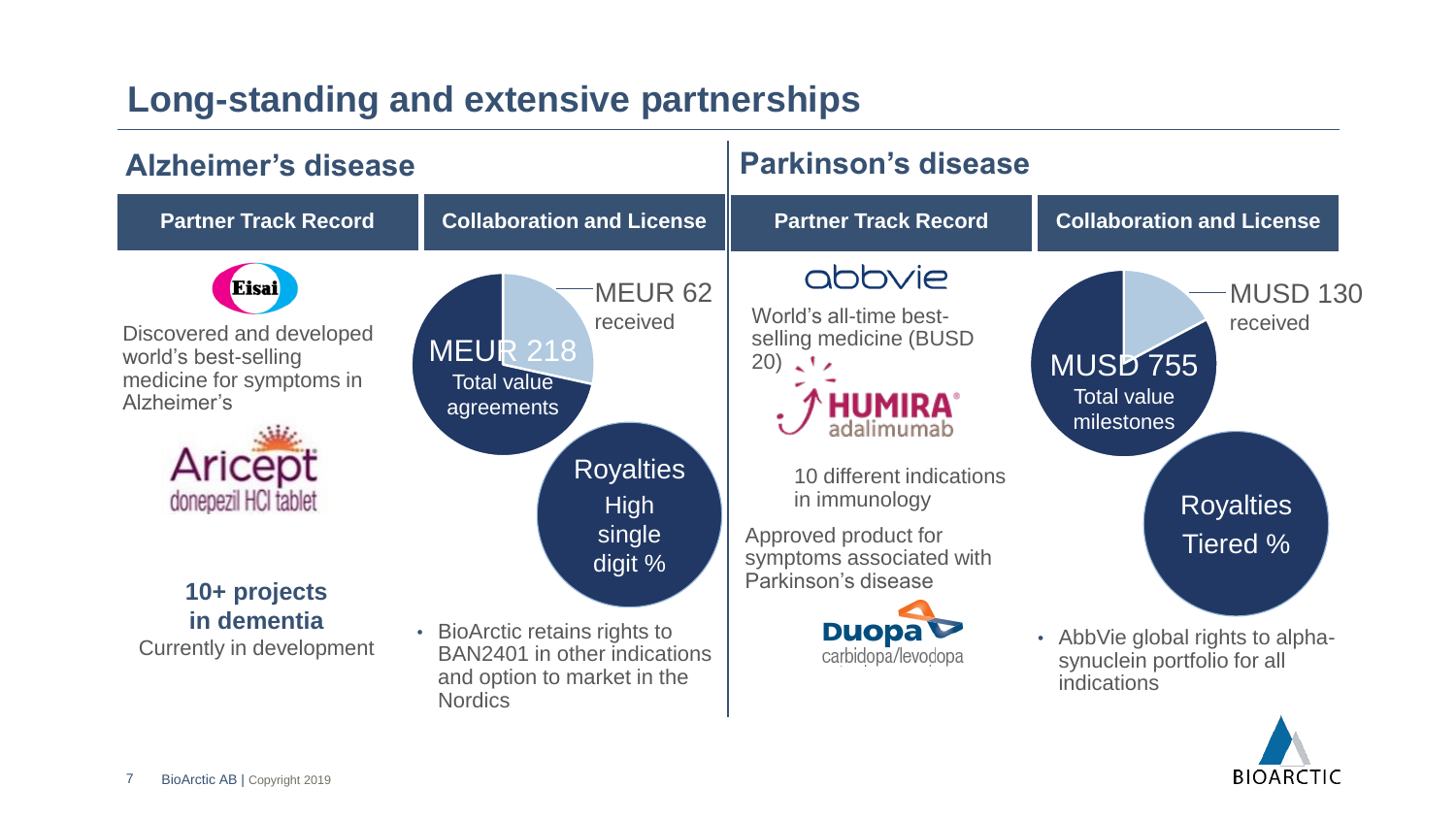# Long-standing and extensive partnerships

## Alzheimer's disease

### Partner Track Record

Eisai

Discovered and developed world's best-selling medicine for symptoms in Alzheimer's

Aricept
donepezil HCl tablet

**10+ projects in dementia**
Currently in development

### Collaboration and License

MEUR 62 received

MEUR 218 Total value agreements

Royalties High single digit %

- BioArctic retains rights to BAN2401 in other indications and option to market in the Nordics

## Parkinson's disease

### Partner Track Record

abbvie

World's all-time best-selling medicine (BUSD 20)

HUMIRA® adalimumab

10 different indications in immunology

Approved product for symptoms associated with Parkinson's disease

Duopa carbidopa/levodopa

### Collaboration and License

MUSD 130 received

MUSD 755 Total value milestones

Royalties Tiered %

- AbbVie global rights to alpha-synuclein portfolio for all indications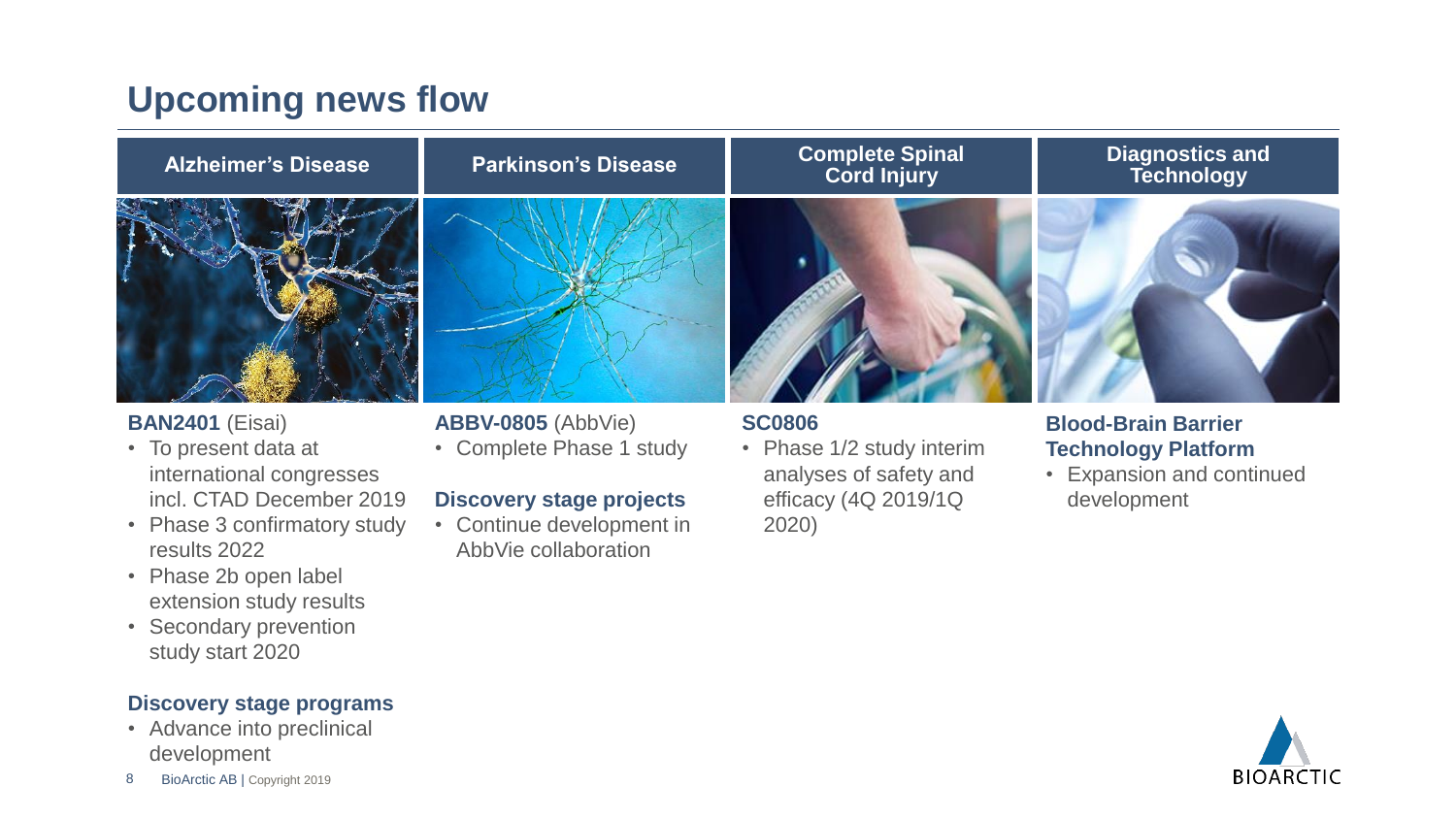# Upcoming news flow

## Alzheimer's Disease

**BAN2401** (Eisai)

- To present data at international congresses incl. CTAD December 2019
- Phase 3 confirmatory study results 2022
- Phase 2b open label extension study results
- Secondary prevention study start 2020

**Discovery stage programs**

- Advance into preclinical development

## Parkinson's Disease

**ABBV-0805** (AbbVie)

- Complete Phase 1 study

**Discovery stage projects**

- Continue development in AbbVie collaboration

## Complete Spinal Cord Injury

**SC0806**

- Phase 1/2 study interim analyses of safety and efficacy (4Q 2019/1Q 2020)

## Diagnostics and Technology

**Blood-Brain Barrier Technology Platform**

- Expansion and continued development

BioArctic AB | Copyright 2019

BIOARCTIC